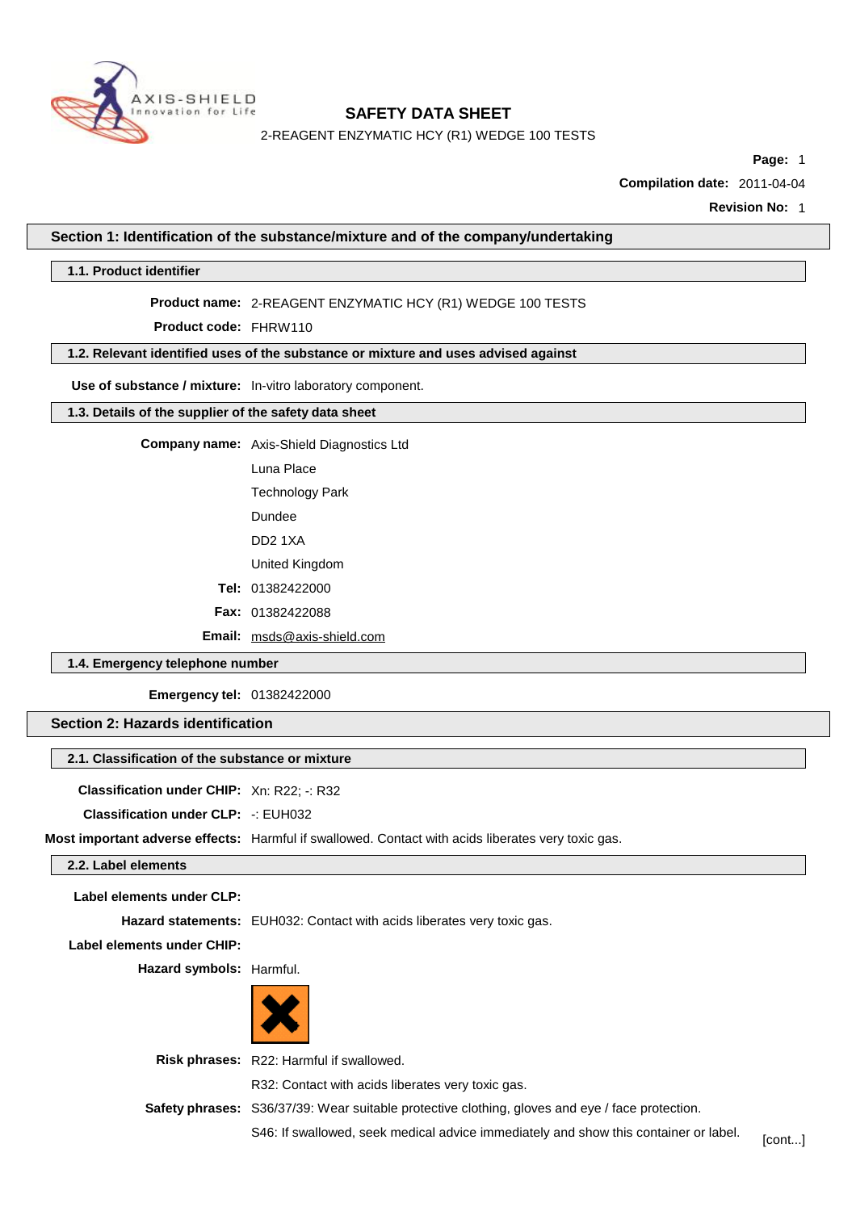# SAFETY DATA SHEET

2-REAGENT ENZYMATIC HCY (R1) WEDGE 100 TESTS

**Compilation date:** 2011-04-04

**Revision No:** 1

## Section 1: Identification of the substance/mixture and of the company/undertaking

### 1.1. Product identifier

**Product name:** 2-REAGENT ENZYMATIC HCY (R1) WEDGE 100 TESTS

**Product code:** FHRW110

### 1.2. Relevant identified uses of the substance or mixture and uses advised against

**Use of substance / mixture:** In-vitro laboratory component.

### 1.3. Details of the supplier of the safety data sheet

**Company name:** Axis-Shield Diagnostics Ltd

Luna Place

Technology Park

Dundee

DD2 1XA

United Kingdom

**Tel:** 01382422000

**Fax:** 01382422088

**Email:** msds@axis-shield.com

### 1.4. Emergency telephone number

**Emergency tel:** 01382422000

## Section 2: Hazards identification

### 2.1. Classification of the substance or mixture

**Classification under CHIP:** Xn: R22; -: R32

**Classification under CLP:** -: EUH032

**Most important adverse effects:** Harmful if swallowed. Contact with acids liberates very toxic gas.

### 2.2. Label elements

**Label elements under CLP:**

**Hazard statements:** EUH032: Contact with acids liberates very toxic gas.

**Label elements under CHIP:**

**Hazard symbols:** Harmful.

**Risk phrases:** R22: Harmful if swallowed.

R32: Contact with acids liberates very toxic gas.

**Safety phrases:** S36/37/39: Wear suitable protective clothing, gloves and eye / face protection.

S46: If swallowed, seek medical advice immediately and show this container or label.

[cont...]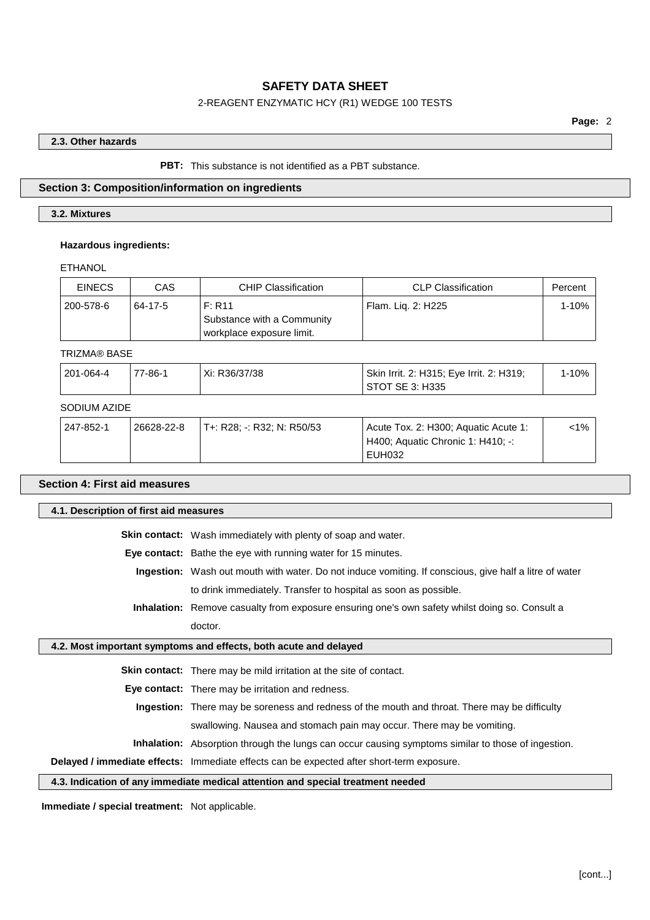### 2.3. Other hazards

**PBT:** This substance is not identified as a PBT substance.

## Section 3: Composition/information on ingredients

### 3.2. Mixtures

**Hazardous ingredients:**

ETHANOL

| EINECS | CAS | CHIP Classification | CLP Classification | Percent |
|---|---|---|---|---|
| 200-578-6 | 64-17-5 | F: R11<br>Substance with a Community workplace exposure limit. | Flam. Liq. 2: H225 | 1-10% |

TRIZMA® BASE

| EINECS | CAS | CHIP Classification | CLP Classification | Percent |
|---|---|---|---|---|
| 201-064-4 | 77-86-1 | Xi: R36/37/38 | Skin Irrit. 2: H315; Eye Irrit. 2: H319; STOT SE 3: H335 | 1-10% |

SODIUM AZIDE

| EINECS | CAS | CHIP Classification | CLP Classification | Percent |
|---|---|---|---|---|
| 247-852-1 | 26628-22-8 | T+: R28; -: R32; N: R50/53 | Acute Tox. 2: H300; Aquatic Acute 1: H400; Aquatic Chronic 1: H410; -: EUH032 | <1% |

## Section 4: First aid measures

### 4.1. Description of first aid measures

**Skin contact:** Wash immediately with plenty of soap and water.

**Eye contact:** Bathe the eye with running water for 15 minutes.

**Ingestion:** Wash out mouth with water. Do not induce vomiting. If conscious, give half a litre of water to drink immediately. Transfer to hospital as soon as possible.

**Inhalation:** Remove casualty from exposure ensuring one's own safety whilst doing so. Consult a doctor.

### 4.2. Most important symptoms and effects, both acute and delayed

**Skin contact:** There may be mild irritation at the site of contact.

**Eye contact:** There may be irritation and redness.

**Ingestion:** There may be soreness and redness of the mouth and throat. There may be difficulty swallowing. Nausea and stomach pain may occur. There may be vomiting.

**Inhalation:** Absorption through the lungs can occur causing symptoms similar to those of ingestion.

**Delayed / immediate effects:** Immediate effects can be expected after short-term exposure.

### 4.3. Indication of any immediate medical attention and special treatment needed

**Immediate / special treatment:** Not applicable.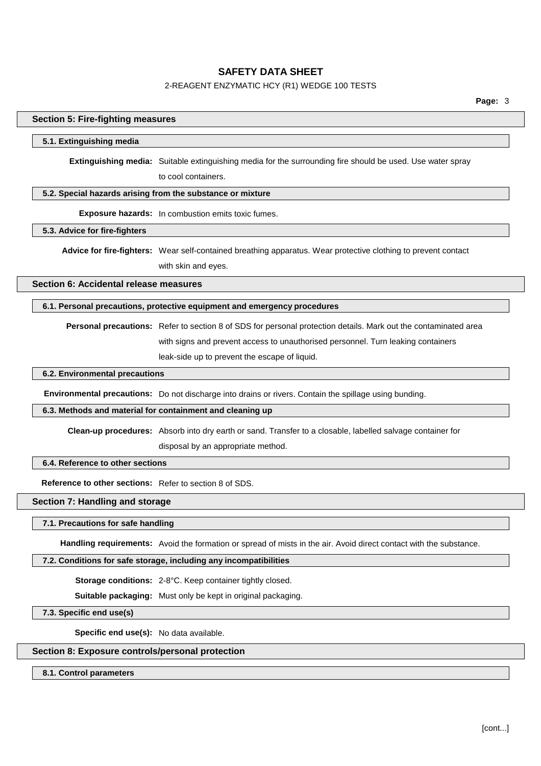## Section 5: Fire-fighting measures

### 5.1. Extinguishing media

**Extinguishing media:** Suitable extinguishing media for the surrounding fire should be used. Use water spray to cool containers.

### 5.2. Special hazards arising from the substance or mixture

**Exposure hazards:** In combustion emits toxic fumes.

### 5.3. Advice for fire-fighters

**Advice for fire-fighters:** Wear self-contained breathing apparatus. Wear protective clothing to prevent contact with skin and eyes.

## Section 6: Accidental release measures

### 6.1. Personal precautions, protective equipment and emergency procedures

**Personal precautions:** Refer to section 8 of SDS for personal protection details. Mark out the contaminated area with signs and prevent access to unauthorised personnel. Turn leaking containers leak-side up to prevent the escape of liquid.

### 6.2. Environmental precautions

**Environmental precautions:** Do not discharge into drains or rivers. Contain the spillage using bunding.

### 6.3. Methods and material for containment and cleaning up

**Clean-up procedures:** Absorb into dry earth or sand. Transfer to a closable, labelled salvage container for disposal by an appropriate method.

### 6.4. Reference to other sections

**Reference to other sections:** Refer to section 8 of SDS.

## Section 7: Handling and storage

### 7.1. Precautions for safe handling

**Handling requirements:** Avoid the formation or spread of mists in the air. Avoid direct contact with the substance.

### 7.2. Conditions for safe storage, including any incompatibilities

**Storage conditions:** 2-8°C. Keep container tightly closed.

**Suitable packaging:** Must only be kept in original packaging.

### 7.3. Specific end use(s)

**Specific end use(s):** No data available.

## Section 8: Exposure controls/personal protection

### 8.1. Control parameters

[cont...]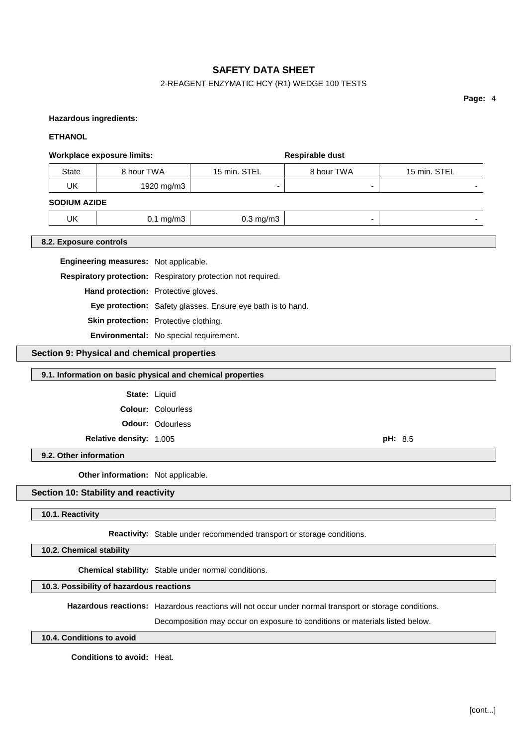**Hazardous ingredients:**

**ETHANOL**

| **Workplace exposure limits:** | | | **Respirable dust** | |
|---|---|---|---|---|
| State | 8 hour TWA | 15 min. STEL | 8 hour TWA | 15 min. STEL |
| UK | 1920 mg/m3 | - | - | - |
| **SODIUM AZIDE** | | | | |
| UK | 0.1 mg/m3 | 0.3 mg/m3 | - | - |

### 8.2. Exposure controls

**Engineering measures:** Not applicable.

**Respiratory protection:** Respiratory protection not required.

**Hand protection:** Protective gloves.

**Eye protection:** Safety glasses. Ensure eye bath is to hand.

**Skin protection:** Protective clothing.

**Environmental:** No special requirement.

## Section 9: Physical and chemical properties

### 9.1. Information on basic physical and chemical properties

**State:** Liquid

**Colour:** Colourless

**Odour:** Odourless

**Relative density:** 1.005

**pH:** 8.5

### 9.2. Other information

**Other information:** Not applicable.

## Section 10: Stability and reactivity

### 10.1. Reactivity

**Reactivity:** Stable under recommended transport or storage conditions.

### 10.2. Chemical stability

**Chemical stability:** Stable under normal conditions.

### 10.3. Possibility of hazardous reactions

**Hazardous reactions:** Hazardous reactions will not occur under normal transport or storage conditions.

Decomposition may occur on exposure to conditions or materials listed below.

### 10.4. Conditions to avoid

**Conditions to avoid:** Heat.

[cont...]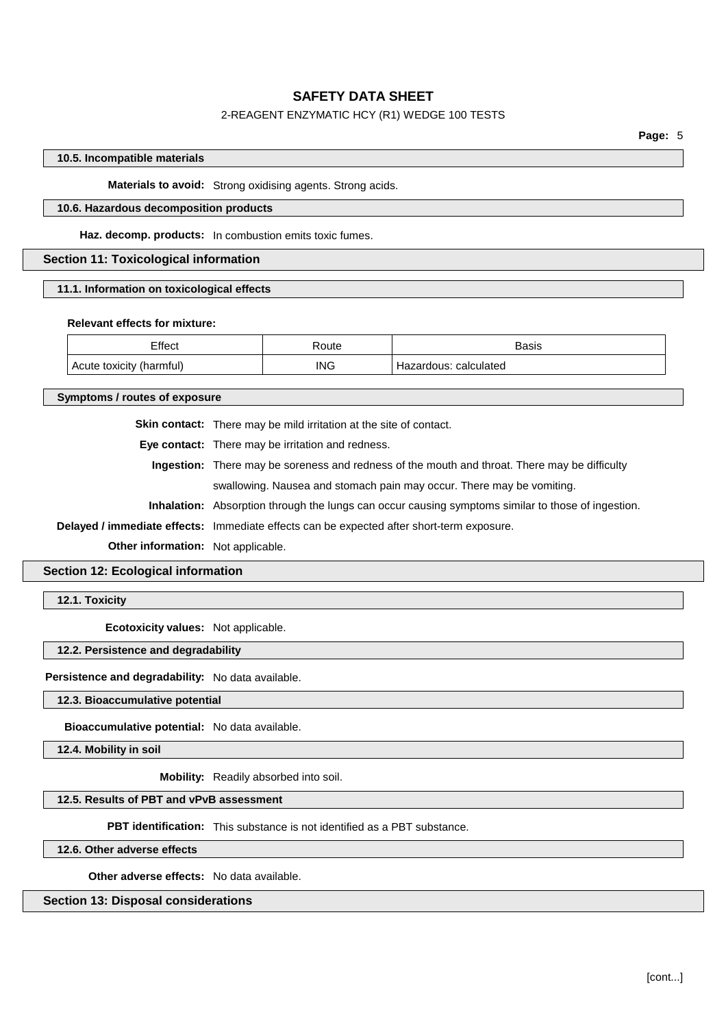### 10.5. Incompatible materials

**Materials to avoid:** Strong oxidising agents. Strong acids.

### 10.6. Hazardous decomposition products

**Haz. decomp. products:** In combustion emits toxic fumes.

## Section 11: Toxicological information

### 11.1. Information on toxicological effects

**Relevant effects for mixture:**

| Effect | Route | Basis |
| --- | --- | --- |
| Acute toxicity (harmful) | ING | Hazardous: calculated |

### Symptoms / routes of exposure

**Skin contact:** There may be mild irritation at the site of contact.

**Eye contact:** There may be irritation and redness.

**Ingestion:** There may be soreness and redness of the mouth and throat. There may be difficulty swallowing. Nausea and stomach pain may occur. There may be vomiting.

**Inhalation:** Absorption through the lungs can occur causing symptoms similar to those of ingestion.

**Delayed / immediate effects:** Immediate effects can be expected after short-term exposure.

**Other information:** Not applicable.

## Section 12: Ecological information

### 12.1. Toxicity

**Ecotoxicity values:** Not applicable.

### 12.2. Persistence and degradability

**Persistence and degradability:** No data available.

### 12.3. Bioaccumulative potential

**Bioaccumulative potential:** No data available.

### 12.4. Mobility in soil

**Mobility:** Readily absorbed into soil.

### 12.5. Results of PBT and vPvB assessment

**PBT identification:** This substance is not identified as a PBT substance.

### 12.6. Other adverse effects

**Other adverse effects:** No data available.

## Section 13: Disposal considerations

[cont...]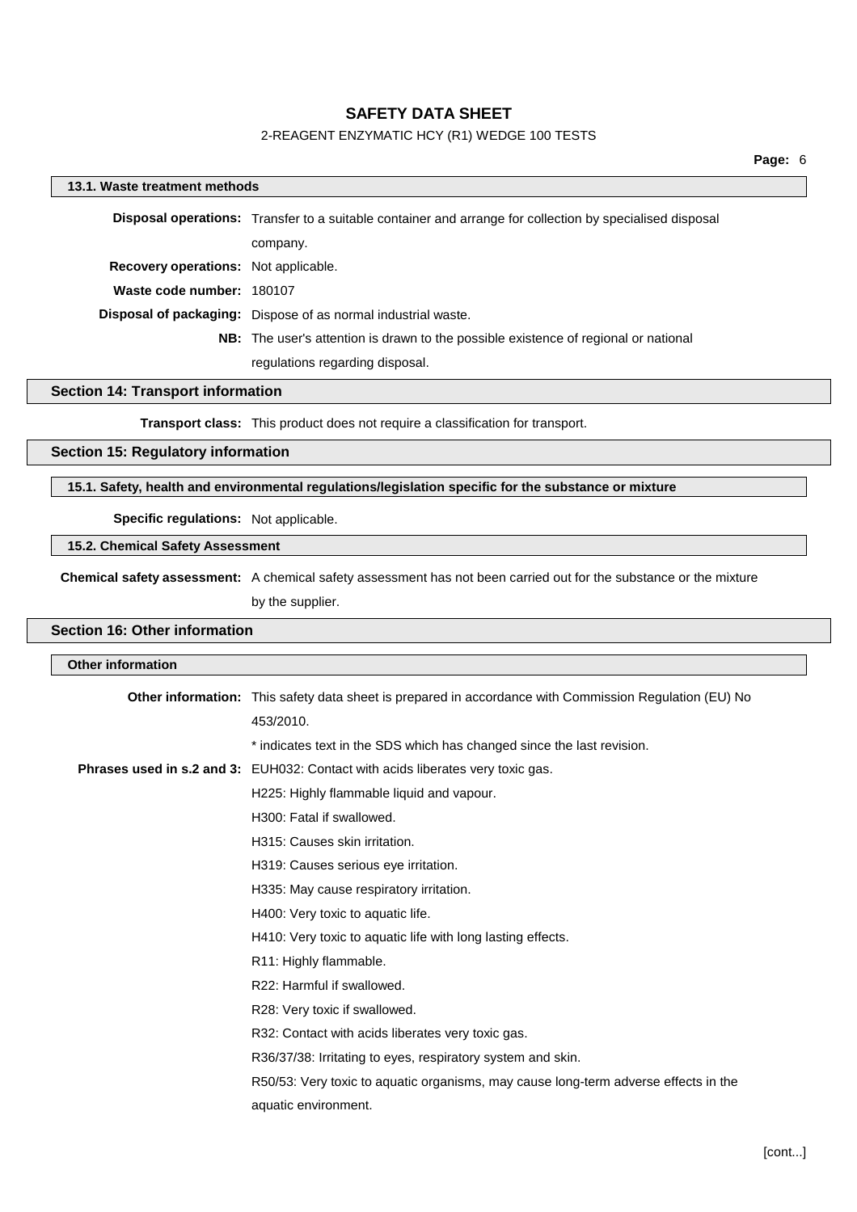### 13.1. Waste treatment methods

**Disposal operations:** Transfer to a suitable container and arrange for collection by specialised disposal company.

**Recovery operations:** Not applicable.

**Waste code number:** 180107

**Disposal of packaging:** Dispose of as normal industrial waste.

**NB:** The user's attention is drawn to the possible existence of regional or national regulations regarding disposal.

## Section 14: Transport information

**Transport class:** This product does not require a classification for transport.

## Section 15: Regulatory information

### 15.1. Safety, health and environmental regulations/legislation specific for the substance or mixture

**Specific regulations:** Not applicable.

### 15.2. Chemical Safety Assessment

**Chemical safety assessment:** A chemical safety assessment has not been carried out for the substance or the mixture by the supplier.

## Section 16: Other information

### Other information

**Other information:** This safety data sheet is prepared in accordance with Commission Regulation (EU) No 453/2010.

* indicates text in the SDS which has changed since the last revision.

**Phrases used in s.2 and 3:** EUH032: Contact with acids liberates very toxic gas.

H225: Highly flammable liquid and vapour.

H300: Fatal if swallowed.

H315: Causes skin irritation.

H319: Causes serious eye irritation.

H335: May cause respiratory irritation.

H400: Very toxic to aquatic life.

H410: Very toxic to aquatic life with long lasting effects.

R11: Highly flammable.

R22: Harmful if swallowed.

R28: Very toxic if swallowed.

R32: Contact with acids liberates very toxic gas.

R36/37/38: Irritating to eyes, respiratory system and skin.

R50/53: Very toxic to aquatic organisms, may cause long-term adverse effects in the aquatic environment.

[cont...]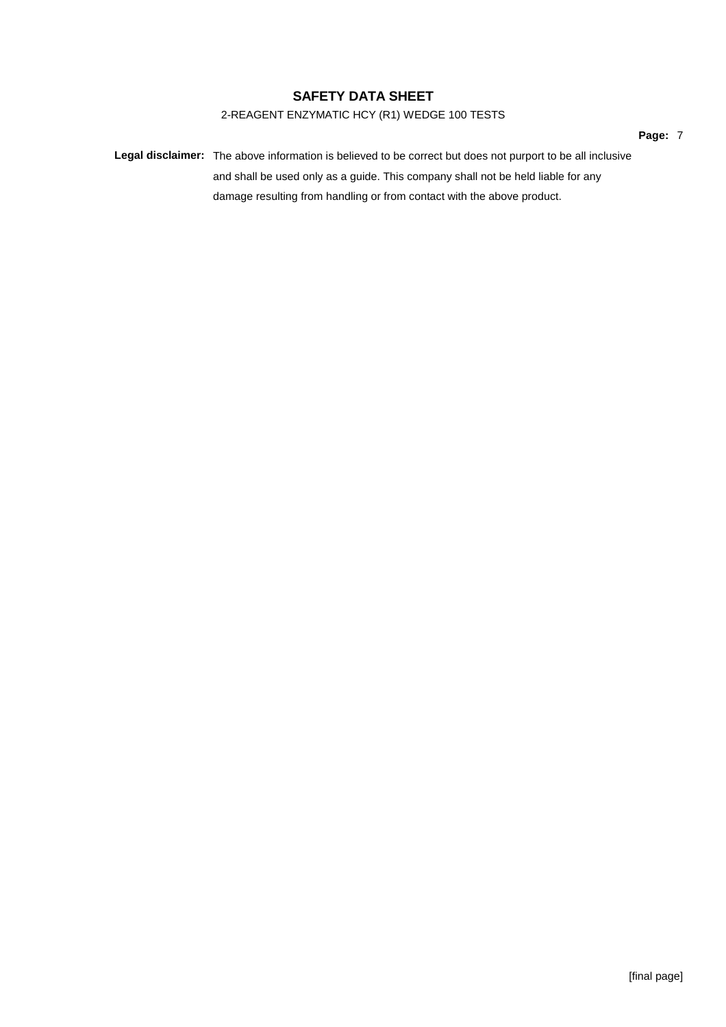**Legal disclaimer:** The above information is believed to be correct but does not purport to be all inclusive and shall be used only as a guide. This company shall not be held liable for any damage resulting from handling or from contact with the above product.

[final page]